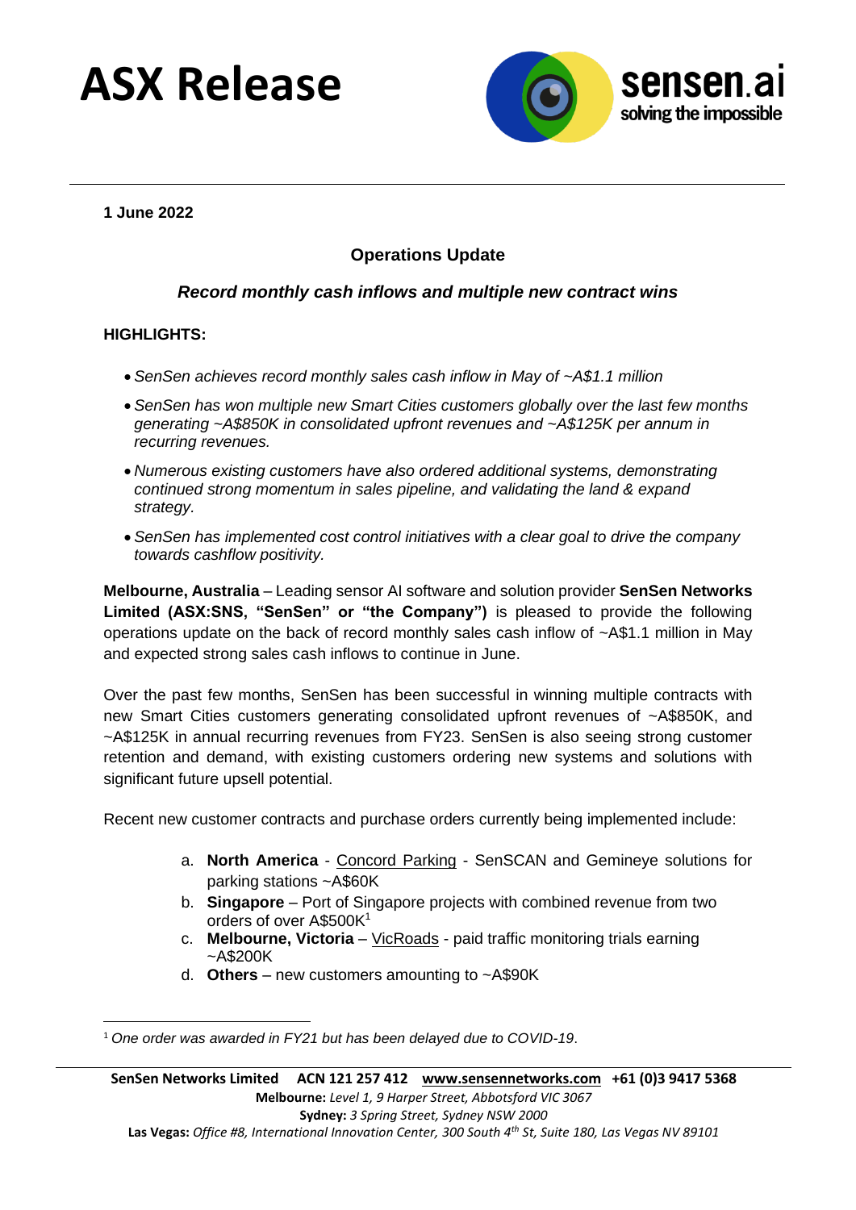# ASX Release

**1 June 2022**

## Operations Update

### *Record monthly cash inflows and multiple new contract wins*

**HIGHLIGHTS:**

- *SenSen achieves record monthly sales cash inflow in May of ~A$1.1 million*
- *SenSen has won multiple new Smart Cities customers globally over the last few months generating ~A$850K in consolidated upfront revenues and ~A$125K per annum in recurring revenues.*
- *Numerous existing customers have also ordered additional systems, demonstrating continued strong momentum in sales pipeline, and validating the land & expand strategy.*
- *SenSen has implemented cost control initiatives with a clear goal to drive the company towards cashflow positivity.*

**Melbourne, Australia** – Leading sensor AI software and solution provider **SenSen Networks Limited (ASX:SNS, "SenSen" or "the Company")** is pleased to provide the following operations update on the back of record monthly sales cash inflow of ~A$1.1 million in May and expected strong sales cash inflows to continue in June.

Over the past few months, SenSen has been successful in winning multiple contracts with new Smart Cities customers generating consolidated upfront revenues of ~A$850K, and ~A$125K in annual recurring revenues from FY23. SenSen is also seeing strong customer retention and demand, with existing customers ordering new systems and solutions with significant future upsell potential.

Recent new customer contracts and purchase orders currently being implemented include:

a. **North America** - Concord Parking - SenSCAN and Gemineye solutions for parking stations ~A$60K
b. **Singapore** – Port of Singapore projects with combined revenue from two orders of over A$500K[1]
c. **Melbourne, Victoria** – VicRoads - paid traffic monitoring trials earning ~A$200K
d. **Others** – new customers amounting to ~A$90K

[1] *One order was awarded in FY21 but has been delayed due to COVID-19*.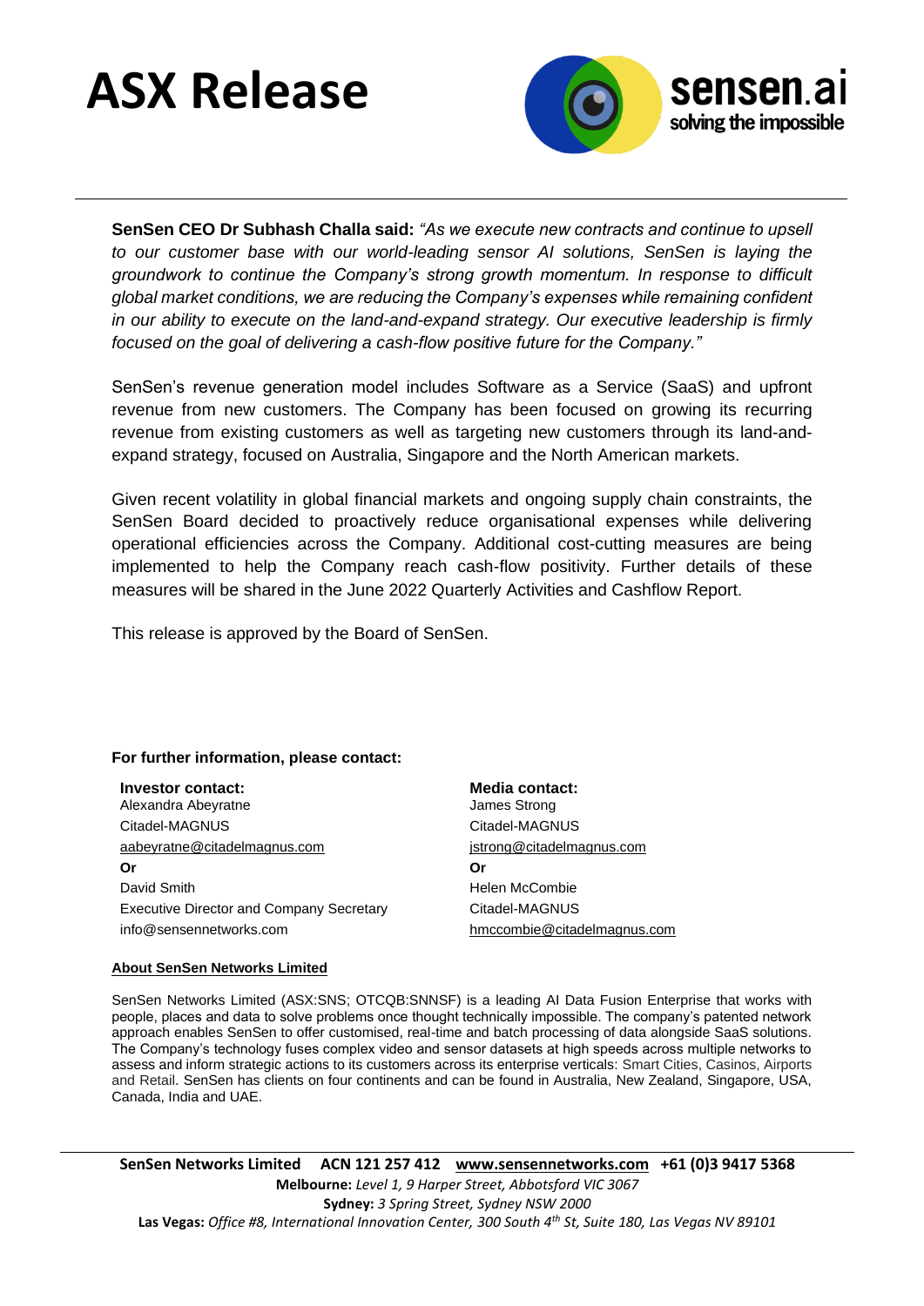**SenSen CEO Dr Subhash Challa said:** *"As we execute new contracts and continue to upsell to our customer base with our world-leading sensor AI solutions, SenSen is laying the groundwork to continue the Company's strong growth momentum. In response to difficult global market conditions, we are reducing the Company's expenses while remaining confident in our ability to execute on the land-and-expand strategy. Our executive leadership is firmly focused on the goal of delivering a cash-flow positive future for the Company."*

SenSen's revenue generation model includes Software as a Service (SaaS) and upfront revenue from new customers. The Company has been focused on growing its recurring revenue from existing customers as well as targeting new customers through its land-and-expand strategy, focused on Australia, Singapore and the North American markets.

Given recent volatility in global financial markets and ongoing supply chain constraints, the SenSen Board decided to proactively reduce organisational expenses while delivering operational efficiencies across the Company. Additional cost-cutting measures are being implemented to help the Company reach cash-flow positivity. Further details of these measures will be shared in the June 2022 Quarterly Activities and Cashflow Report.

This release is approved by the Board of SenSen.

**For further information, please contact:**

**Investor contact:**
Alexandra Abeyratne
Citadel-MAGNUS
aabeyratne@citadelmagnus.com
**Or**
David Smith
Executive Director and Company Secretary
info@sensennetworks.com

**Media contact:**
James Strong
Citadel-MAGNUS
jstrong@citadelmagnus.com
**Or**
Helen McCombie
Citadel-MAGNUS
hmccombie@citadelmagnus.com

**About SenSen Networks Limited**

SenSen Networks Limited (ASX:SNS; OTCQB:SNNSF) is a leading AI Data Fusion Enterprise that works with people, places and data to solve problems once thought technically impossible. The company's patented network approach enables SenSen to offer customised, real-time and batch processing of data alongside SaaS solutions. The Company's technology fuses complex video and sensor datasets at high speeds across multiple networks to assess and inform strategic actions to its customers across its enterprise verticals: Smart Cities, Casinos, Airports and Retail. SenSen has clients on four continents and can be found in Australia, New Zealand, Singapore, USA, Canada, India and UAE.

**SenSen Networks Limited ACN 121 257 412 www.sensennetworks.com +61 (0)3 9417 5368**
**Melbourne:** *Level 1, 9 Harper Street, Abbotsford VIC 3067*
**Sydney:** *3 Spring Street, Sydney NSW 2000*
**Las Vegas:** *Office #8, International Innovation Center, 300 South 4th St, Suite 180, Las Vegas NV 89101*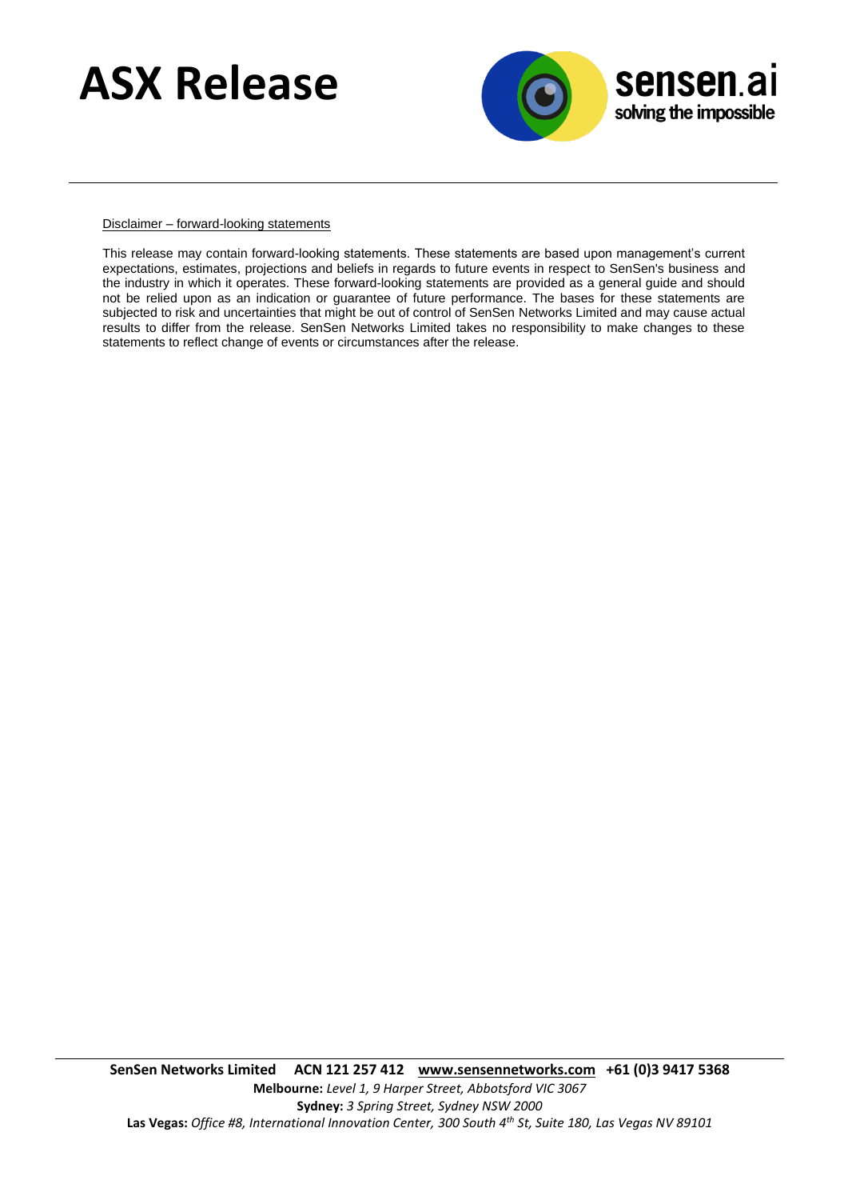Disclaimer – forward-looking statements

This release may contain forward-looking statements. These statements are based upon management's current expectations, estimates, projections and beliefs in regards to future events in respect to SenSen's business and the industry in which it operates. These forward-looking statements are provided as a general guide and should not be relied upon as an indication or guarantee of future performance. The bases for these statements are subjected to risk and uncertainties that might be out of control of SenSen Networks Limited and may cause actual results to differ from the release. SenSen Networks Limited takes no responsibility to make changes to these statements to reflect change of events or circumstances after the release.